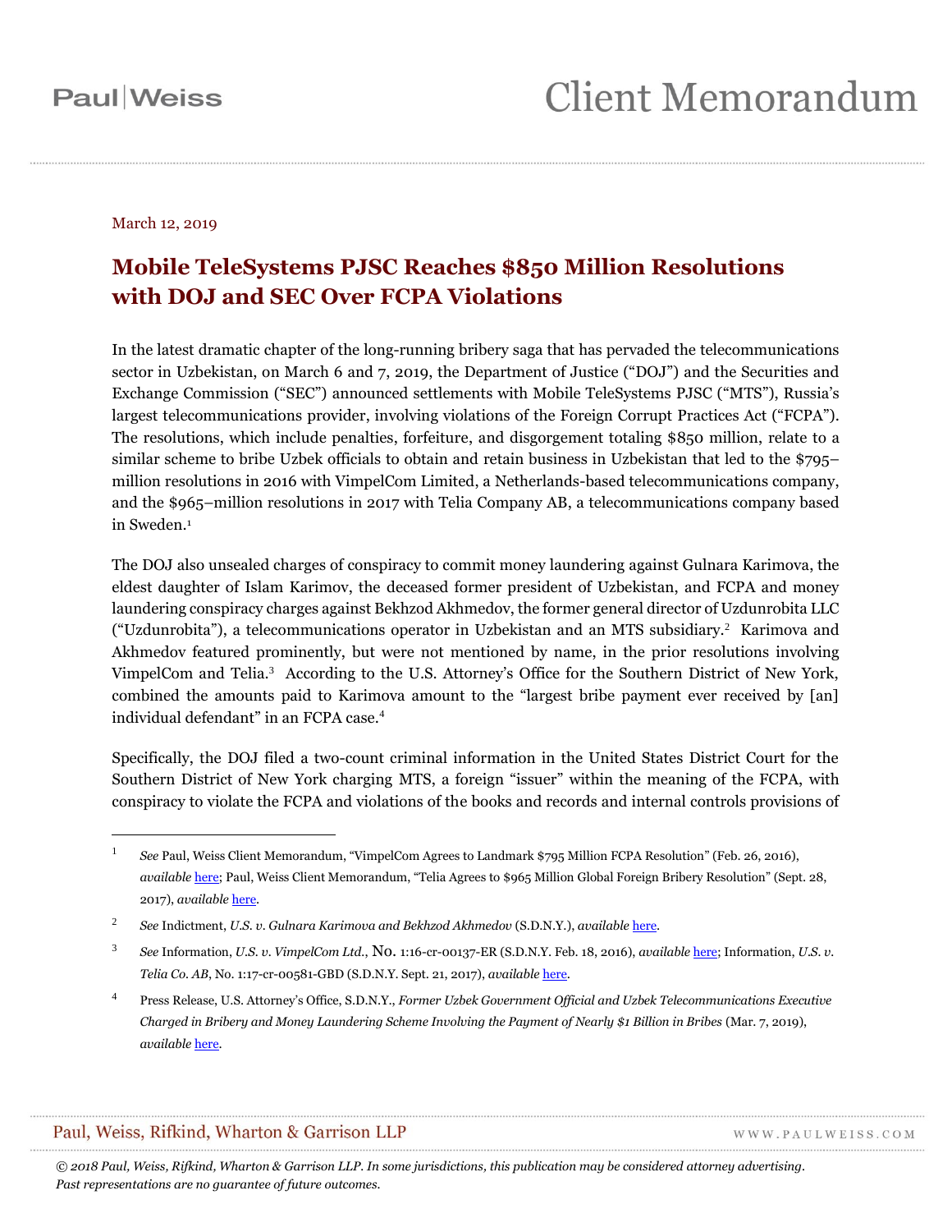Paul|Weiss

# Client Memorandum

March 12, 2019

## Mobile TeleSystems PJSC Reaches $850 Million Resolutions with DOJ and SEC Over FCPA Violations

In the latest dramatic chapter of the long-running bribery saga that has pervaded the telecommunications sector in Uzbekistan, on March 6 and 7, 2019, the Department of Justice ("DOJ") and the Securities and Exchange Commission ("SEC") announced settlements with Mobile TeleSystems PJSC ("MTS"), Russia's largest telecommunications provider, involving violations of the Foreign Corrupt Practices Act ("FCPA"). The resolutions, which include penalties, forfeiture, and disgorgement totaling $850 million, relate to a similar scheme to bribe Uzbek officials to obtain and retain business in Uzbekistan that led to the $795–million resolutions in 2016 with VimpelCom Limited, a Netherlands-based telecommunications company, and the $965–million resolutions in 2017 with Telia Company AB, a telecommunications company based in Sweden.[1]

The DOJ also unsealed charges of conspiracy to commit money laundering against Gulnara Karimova, the eldest daughter of Islam Karimov, the deceased former president of Uzbekistan, and FCPA and money laundering conspiracy charges against Bekhzod Akhmedov, the former general director of Uzdunrobita LLC ("Uzdunrobita"), a telecommunications operator in Uzbekistan and an MTS subsidiary.[2] Karimova and Akhmedov featured prominently, but were not mentioned by name, in the prior resolutions involving VimpelCom and Telia.[3] According to the U.S. Attorney's Office for the Southern District of New York, combined the amounts paid to Karimova amount to the "largest bribe payment ever received by [an] individual defendant" in an FCPA case.[4]

Specifically, the DOJ filed a two-count criminal information in the United States District Court for the Southern District of New York charging MTS, a foreign "issuer" within the meaning of the FCPA, with conspiracy to violate the FCPA and violations of the books and records and internal controls provisions of

---

[1] *See* Paul, Weiss Client Memorandum, "VimpelCom Agrees to Landmark $795 Million FCPA Resolution" (Feb. 26, 2016), *available* here; Paul, Weiss Client Memorandum, "Telia Agrees to $965 Million Global Foreign Bribery Resolution" (Sept. 28, 2017), *available* here.

[2] *See* Indictment, *U.S. v. Gulnara Karimova and Bekhzod Akhmedov* (S.D.N.Y.), *available* here.

[3] *See* Information, *U.S. v. VimpelCom Ltd.*, No. 1:16-cr-00137-ER (S.D.N.Y. Feb. 18, 2016), *available* here; Information, *U.S. v. Telia Co. AB*, No. 1:17-cr-00581-GBD (S.D.N.Y. Sept. 21, 2017), *available* here.

[4] Press Release, U.S. Attorney's Office, S.D.N.Y., *Former Uzbek Government Official and Uzbek Telecommunications Executive Charged in Bribery and Money Laundering Scheme Involving the Payment of Nearly $1 Billion in Bribes* (Mar. 7, 2019), *available* here.

Paul, Weiss, Rifkind, Wharton & Garrison LLP WWW.PAULWEISS.COM

*© 2018 Paul, Weiss, Rifkind, Wharton & Garrison LLP. In some jurisdictions, this publication may be considered attorney advertising. Past representations are no guarantee of future outcomes.*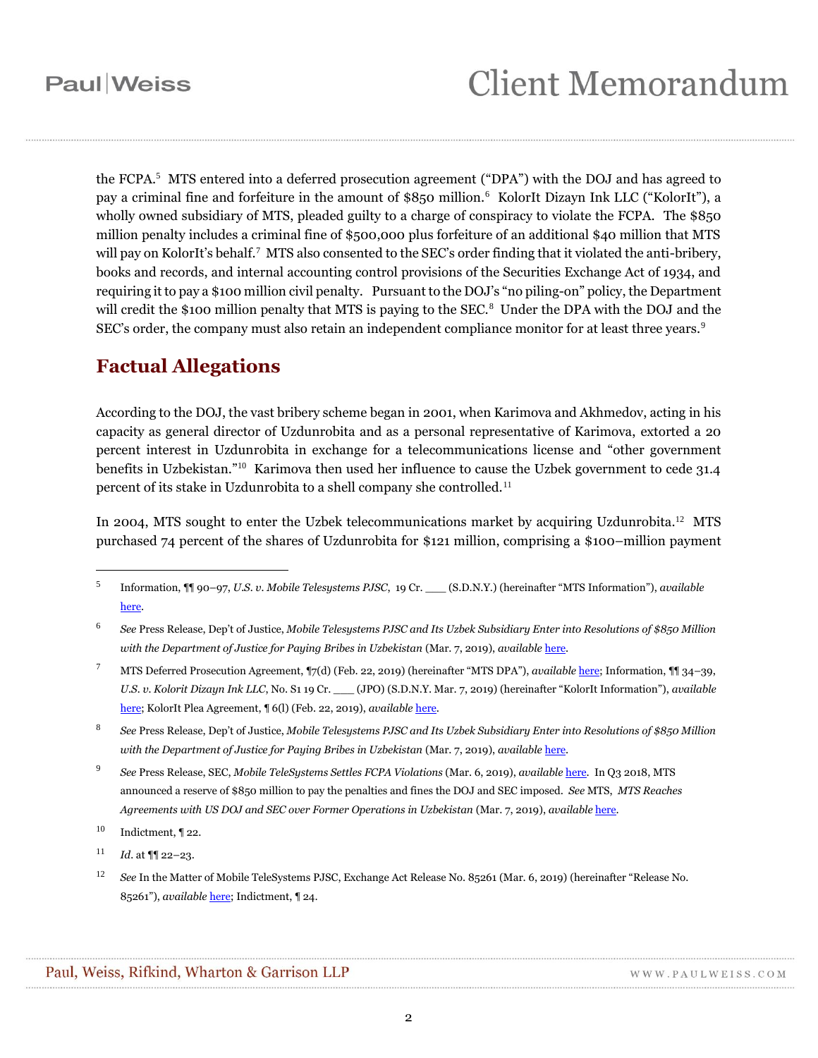the FCPA.[5] MTS entered into a deferred prosecution agreement ("DPA") with the DOJ and has agreed to pay a criminal fine and forfeiture in the amount of $850 million.[6] KolorIt Dizayn Ink LLC ("KolorIt"), a wholly owned subsidiary of MTS, pleaded guilty to a charge of conspiracy to violate the FCPA. The $850 million penalty includes a criminal fine of $500,000 plus forfeiture of an additional $40 million that MTS will pay on KolorIt's behalf.[7] MTS also consented to the SEC's order finding that it violated the anti-bribery, books and records, and internal accounting control provisions of the Securities Exchange Act of 1934, and requiring it to pay a $100 million civil penalty. Pursuant to the DOJ's "no piling-on" policy, the Department will credit the $100 million penalty that MTS is paying to the SEC.[8] Under the DPA with the DOJ and the SEC's order, the company must also retain an independent compliance monitor for at least three years.[9]

## Factual Allegations

According to the DOJ, the vast bribery scheme began in 2001, when Karimova and Akhmedov, acting in his capacity as general director of Uzdunrobita and as a personal representative of Karimova, extorted a 20 percent interest in Uzdunrobita in exchange for a telecommunications license and "other government benefits in Uzbekistan."[10] Karimova then used her influence to cause the Uzbek government to cede 31.4 percent of its stake in Uzdunrobita to a shell company she controlled.[11]

In 2004, MTS sought to enter the Uzbek telecommunications market by acquiring Uzdunrobita.[12] MTS purchased 74 percent of the shares of Uzdunrobita for $121 million, comprising a $100–million payment

---

[5] Information, ¶¶ 90–97, *U.S. v. Mobile Telesystems PJSC*, 19 Cr. ___ (S.D.N.Y.) (hereinafter "MTS Information"), *available* here.

[6] *See* Press Release, Dep't of Justice, *Mobile Telesystems PJSC and Its Uzbek Subsidiary Enter into Resolutions of $850 Million with the Department of Justice for Paying Bribes in Uzbekistan* (Mar. 7, 2019), *available* here.

[7] MTS Deferred Prosecution Agreement, ¶7(d) (Feb. 22, 2019) (hereinafter "MTS DPA"), *available* here; Information, ¶¶ 34–39, *U.S. v. Kolorit Dizayn Ink LLC*, No. S1 19 Cr. ___ (JPO) (S.D.N.Y. Mar. 7, 2019) (hereinafter "KolorIt Information"), *available* here; KolorIt Plea Agreement, ¶ 6(l) (Feb. 22, 2019), *available* here.

[8] *See* Press Release, Dep't of Justice, *Mobile Telesystems PJSC and Its Uzbek Subsidiary Enter into Resolutions of $850 Million with the Department of Justice for Paying Bribes in Uzbekistan* (Mar. 7, 2019), *available* here.

[9] *See* Press Release, SEC, *Mobile TeleSystems Settles FCPA Violations* (Mar. 6, 2019), *available* here. In Q3 2018, MTS announced a reserve of $850 million to pay the penalties and fines the DOJ and SEC imposed. *See* MTS, *MTS Reaches Agreements with US DOJ and SEC over Former Operations in Uzbekistan* (Mar. 7, 2019), *available* here.

[10] Indictment, ¶ 22.

[11] *Id.* at ¶¶ 22–23.

[12] *See* In the Matter of Mobile TeleSystems PJSC, Exchange Act Release No. 85261 (Mar. 6, 2019) (hereinafter "Release No. 85261"), *available* here; Indictment, ¶ 24.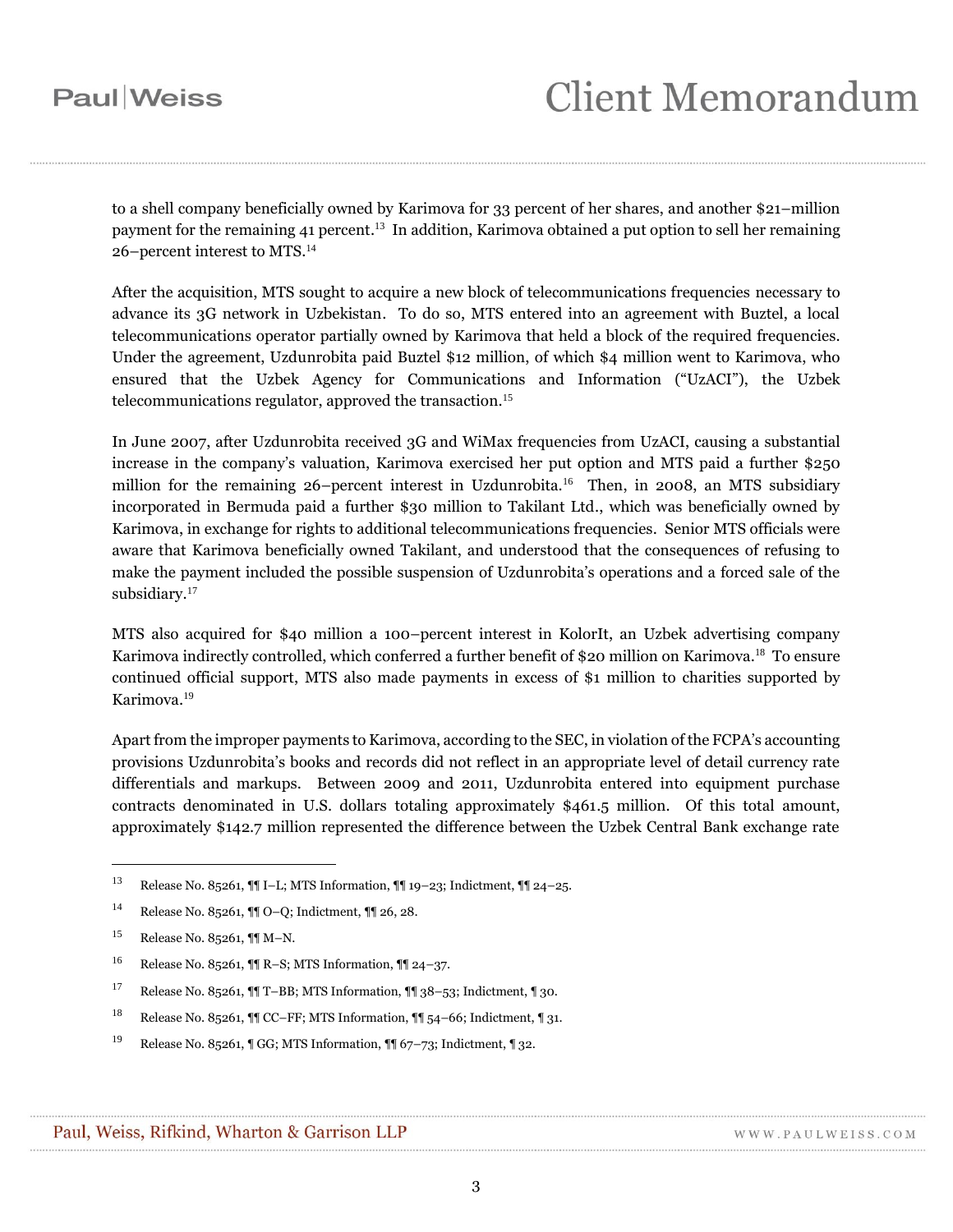to a shell company beneficially owned by Karimova for 33 percent of her shares, and another $21–million payment for the remaining 41 percent.[13] In addition, Karimova obtained a put option to sell her remaining 26–percent interest to MTS.[14]

After the acquisition, MTS sought to acquire a new block of telecommunications frequencies necessary to advance its 3G network in Uzbekistan. To do so, MTS entered into an agreement with Buztel, a local telecommunications operator partially owned by Karimova that held a block of the required frequencies. Under the agreement, Uzdunrobita paid Buztel $12 million, of which $4 million went to Karimova, who ensured that the Uzbek Agency for Communications and Information ("UzACI"), the Uzbek telecommunications regulator, approved the transaction.[15]

In June 2007, after Uzdunrobita received 3G and WiMax frequencies from UzACI, causing a substantial increase in the company's valuation, Karimova exercised her put option and MTS paid a further $250 million for the remaining 26–percent interest in Uzdunrobita.[16] Then, in 2008, an MTS subsidiary incorporated in Bermuda paid a further $30 million to Takilant Ltd., which was beneficially owned by Karimova, in exchange for rights to additional telecommunications frequencies. Senior MTS officials were aware that Karimova beneficially owned Takilant, and understood that the consequences of refusing to make the payment included the possible suspension of Uzdunrobita's operations and a forced sale of the subsidiary.[17]

MTS also acquired for $40 million a 100–percent interest in KolorIt, an Uzbek advertising company Karimova indirectly controlled, which conferred a further benefit of $20 million on Karimova.[18] To ensure continued official support, MTS also made payments in excess of $1 million to charities supported by Karimova.[19]

Apart from the improper payments to Karimova, according to the SEC, in violation of the FCPA's accounting provisions Uzdunrobita's books and records did not reflect in an appropriate level of detail currency rate differentials and markups. Between 2009 and 2011, Uzdunrobita entered into equipment purchase contracts denominated in U.S. dollars totaling approximately $461.5 million. Of this total amount, approximately $142.7 million represented the difference between the Uzbek Central Bank exchange rate

---

[13] Release No. 85261, ¶¶ I–L; MTS Information, ¶¶ 19–23; Indictment, ¶¶ 24–25.

[14] Release No. 85261, ¶¶ O–Q; Indictment, ¶¶ 26, 28.

[15] Release No. 85261, ¶¶ M–N.

[16] Release No. 85261, ¶¶ R–S; MTS Information, ¶¶ 24–37.

[17] Release No. 85261, ¶¶ T–BB; MTS Information, ¶¶ 38–53; Indictment, ¶ 30.

[18] Release No. 85261, ¶¶ CC–FF; MTS Information, ¶¶ 54–66; Indictment, ¶ 31.

[19] Release No. 85261, ¶ GG; MTS Information, ¶¶ 67–73; Indictment, ¶ 32.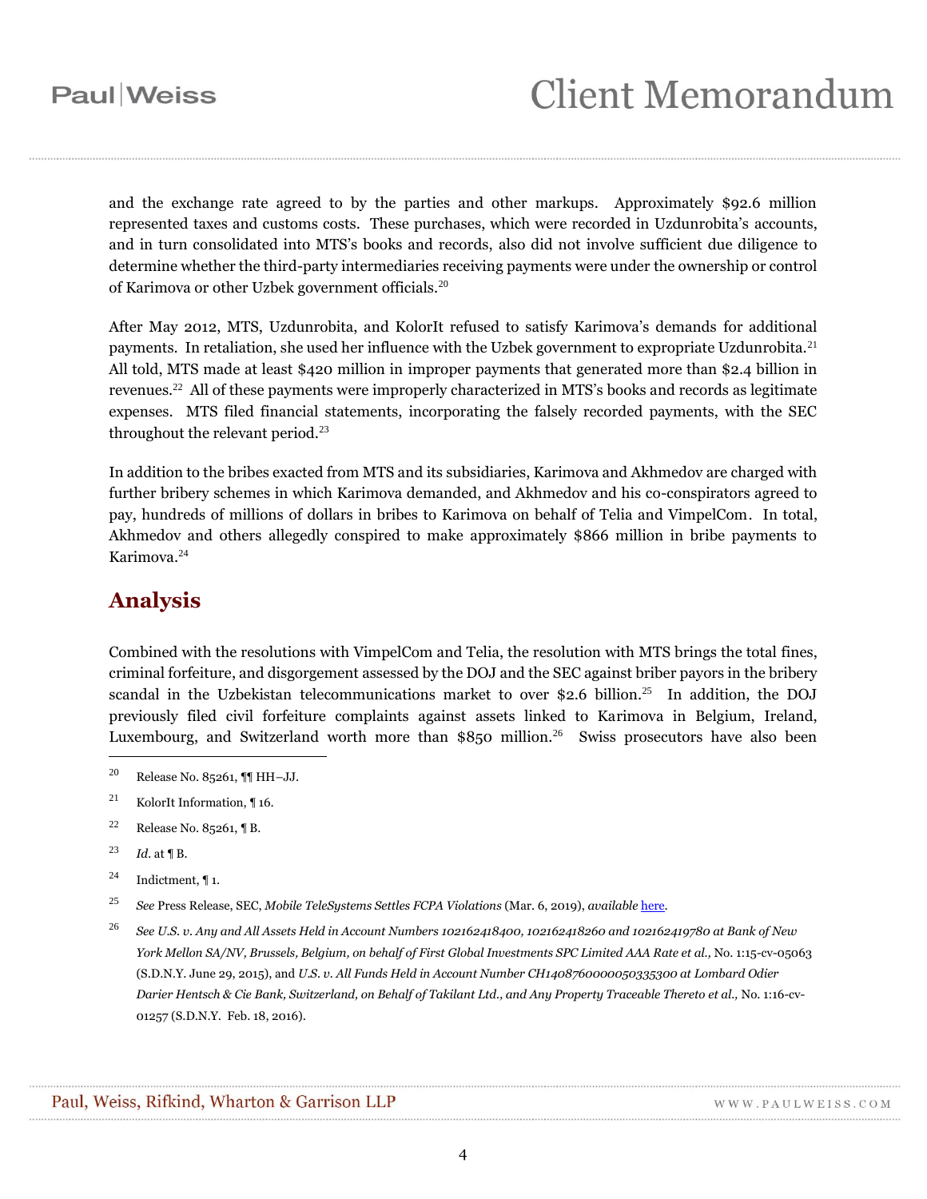and the exchange rate agreed to by the parties and other markups. Approximately $92.6 million represented taxes and customs costs. These purchases, which were recorded in Uzdunrobita's accounts, and in turn consolidated into MTS's books and records, also did not involve sufficient due diligence to determine whether the third-party intermediaries receiving payments were under the ownership or control of Karimova or other Uzbek government officials.[20]

After May 2012, MTS, Uzdunrobita, and KolorIt refused to satisfy Karimova's demands for additional payments. In retaliation, she used her influence with the Uzbek government to expropriate Uzdunrobita.[21] All told, MTS made at least $420 million in improper payments that generated more than $2.4 billion in revenues.[22] All of these payments were improperly characterized in MTS's books and records as legitimate expenses. MTS filed financial statements, incorporating the falsely recorded payments, with the SEC throughout the relevant period.[23]

In addition to the bribes exacted from MTS and its subsidiaries, Karimova and Akhmedov are charged with further bribery schemes in which Karimova demanded, and Akhmedov and his co-conspirators agreed to pay, hundreds of millions of dollars in bribes to Karimova on behalf of Telia and VimpelCom. In total, Akhmedov and others allegedly conspired to make approximately $866 million in bribe payments to Karimova.[24]

## Analysis

Combined with the resolutions with VimpelCom and Telia, the resolution with MTS brings the total fines, criminal forfeiture, and disgorgement assessed by the DOJ and the SEC against briber payors in the bribery scandal in the Uzbekistan telecommunications market to over $2.6 billion.[25] In addition, the DOJ previously filed civil forfeiture complaints against assets linked to Karimova in Belgium, Ireland, Luxembourg, and Switzerland worth more than $850 million.[26] Swiss prosecutors have also been

---

[20] Release No. 85261, ¶¶ HH–JJ.

[21] KolorIt Information, ¶ 16.

[22] Release No. 85261, ¶ B.

[23] *Id.* at ¶ B.

[24] Indictment, ¶ 1.

[25] *See* Press Release, SEC, *Mobile TeleSystems Settles FCPA Violations* (Mar. 6, 2019), *available* here.

[26] *See U.S. v. Any and All Assets Held in Account Numbers 102162418400, 102162418260 and 102162419780 at Bank of New York Mellon SA/NV, Brussels, Belgium, on behalf of First Global Investments SPC Limited AAA Rate et al.,* No. 1:15-cv-05063 (S.D.N.Y. June 29, 2015), and *U.S. v. All Funds Held in Account Number CH1408760000050335300 at Lombard Odier Darier Hentsch & Cie Bank, Switzerland, on Behalf of Takilant Ltd., and Any Property Traceable Thereto et al.,* No. 1:16-cv-01257 (S.D.N.Y. Feb. 18, 2016).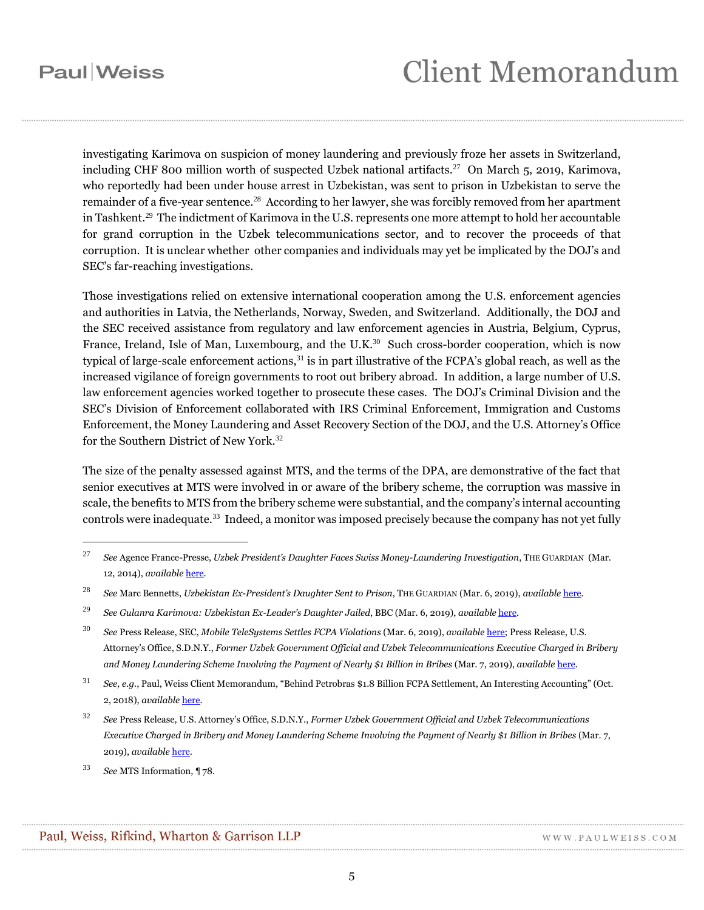investigating Karimova on suspicion of money laundering and previously froze her assets in Switzerland, including CHF 800 million worth of suspected Uzbek national artifacts.[27] On March 5, 2019, Karimova, who reportedly had been under house arrest in Uzbekistan, was sent to prison in Uzbekistan to serve the remainder of a five-year sentence.[28] According to her lawyer, she was forcibly removed from her apartment in Tashkent.[29] The indictment of Karimova in the U.S. represents one more attempt to hold her accountable for grand corruption in the Uzbek telecommunications sector, and to recover the proceeds of that corruption. It is unclear whether other companies and individuals may yet be implicated by the DOJ's and SEC's far-reaching investigations.

Those investigations relied on extensive international cooperation among the U.S. enforcement agencies and authorities in Latvia, the Netherlands, Norway, Sweden, and Switzerland. Additionally, the DOJ and the SEC received assistance from regulatory and law enforcement agencies in Austria, Belgium, Cyprus, France, Ireland, Isle of Man, Luxembourg, and the U.K.[30] Such cross-border cooperation, which is now typical of large-scale enforcement actions,[31] is in part illustrative of the FCPA's global reach, as well as the increased vigilance of foreign governments to root out bribery abroad. In addition, a large number of U.S. law enforcement agencies worked together to prosecute these cases. The DOJ's Criminal Division and the SEC's Division of Enforcement collaborated with IRS Criminal Enforcement, Immigration and Customs Enforcement, the Money Laundering and Asset Recovery Section of the DOJ, and the U.S. Attorney's Office for the Southern District of New York.[32]

The size of the penalty assessed against MTS, and the terms of the DPA, are demonstrative of the fact that senior executives at MTS were involved in or aware of the bribery scheme, the corruption was massive in scale, the benefits to MTS from the bribery scheme were substantial, and the company's internal accounting controls were inadequate.[33] Indeed, a monitor was imposed precisely because the company has not yet fully

---

[27] *See* Agence France-Presse, *Uzbek President's Daughter Faces Swiss Money-Laundering Investigation*, THE GUARDIAN (Mar. 12, 2014), *available* here.

[28] *See* Marc Bennetts, *Uzbekistan Ex-President's Daughter Sent to Prison*, THE GUARDIAN (Mar. 6, 2019), *available* here.

[29] *See Gulanra Karimova: Uzbekistan Ex-Leader's Daughter Jailed*, BBC (Mar. 6, 2019), *available* here.

[30] *See* Press Release, SEC, *Mobile TeleSystems Settles FCPA Violations* (Mar. 6, 2019), *available* here; Press Release, U.S. Attorney's Office, S.D.N.Y., *Former Uzbek Government Official and Uzbek Telecommunications Executive Charged in Bribery and Money Laundering Scheme Involving the Payment of Nearly $1 Billion in Bribes* (Mar. 7, 2019), *available* here.

[31] *See, e.g.*, Paul, Weiss Client Memorandum, "Behind Petrobras $1.8 Billion FCPA Settlement, An Interesting Accounting" (Oct. 2, 2018), *available* here.

[32] *See* Press Release, U.S. Attorney's Office, S.D.N.Y., *Former Uzbek Government Official and Uzbek Telecommunications Executive Charged in Bribery and Money Laundering Scheme Involving the Payment of Nearly $1 Billion in Bribes* (Mar. 7, 2019), *available* here.

[33] *See* MTS Information, ¶ 78.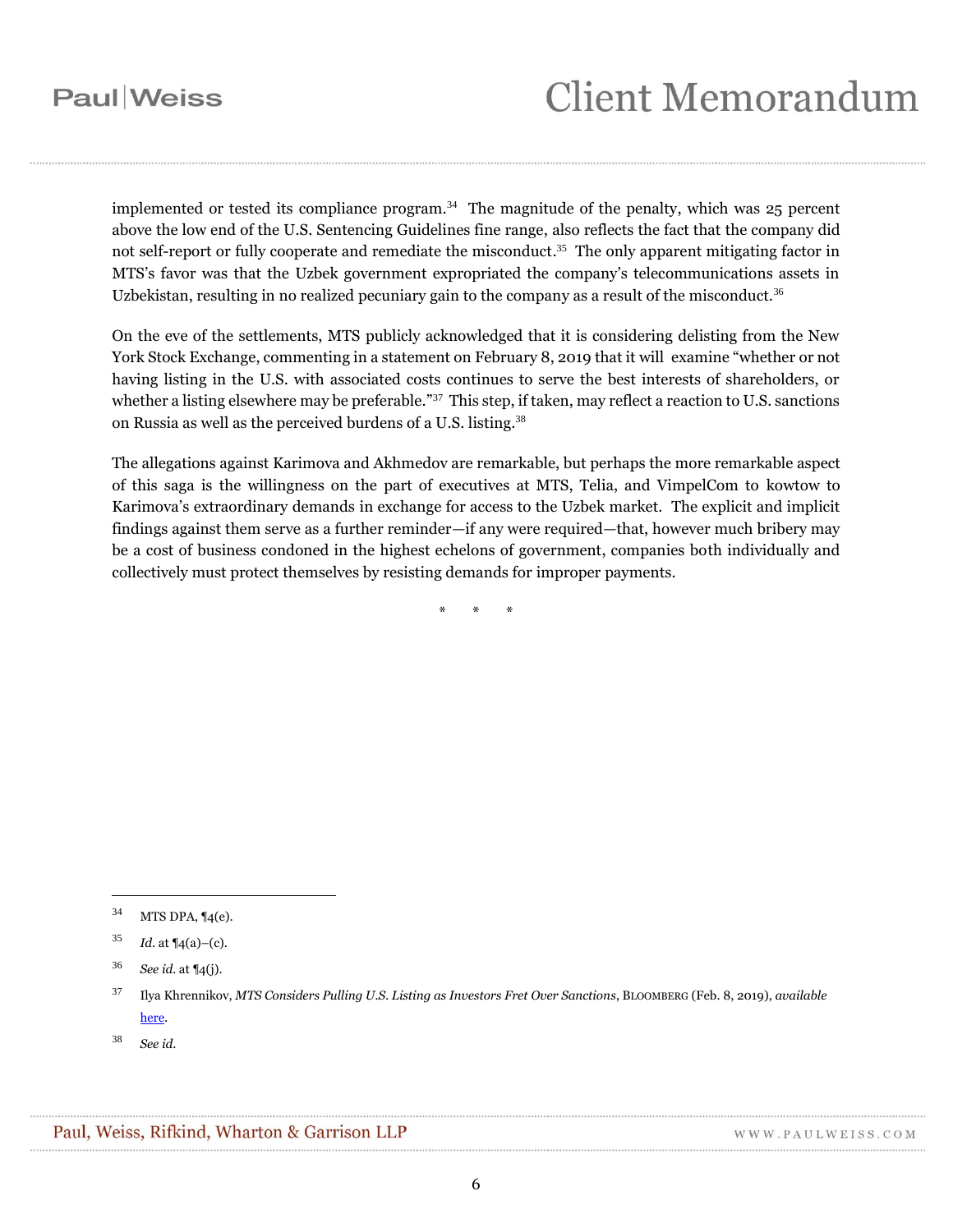implemented or tested its compliance program.[34] The magnitude of the penalty, which was 25 percent above the low end of the U.S. Sentencing Guidelines fine range, also reflects the fact that the company did not self-report or fully cooperate and remediate the misconduct.[35] The only apparent mitigating factor in MTS's favor was that the Uzbek government expropriated the company's telecommunications assets in Uzbekistan, resulting in no realized pecuniary gain to the company as a result of the misconduct.[36]

On the eve of the settlements, MTS publicly acknowledged that it is considering delisting from the New York Stock Exchange, commenting in a statement on February 8, 2019 that it will examine "whether or not having listing in the U.S. with associated costs continues to serve the best interests of shareholders, or whether a listing elsewhere may be preferable."[37] This step, if taken, may reflect a reaction to U.S. sanctions on Russia as well as the perceived burdens of a U.S. listing.[38]

The allegations against Karimova and Akhmedov are remarkable, but perhaps the more remarkable aspect of this saga is the willingness on the part of executives at MTS, Telia, and VimpelCom to kowtow to Karimova's extraordinary demands in exchange for access to the Uzbek market. The explicit and implicit findings against them serve as a further reminder—if any were required—that, however much bribery may be a cost of business condoned in the highest echelons of government, companies both individually and collectively must protect themselves by resisting demands for improper payments.

\* \* \*

---

[34] MTS DPA, ¶4(e).

[35] *Id.* at ¶4(a)–(c).

[36] *See id.* at ¶4(j).

[37] Ilya Khrennikov, *MTS Considers Pulling U.S. Listing as Investors Fret Over Sanctions*, BLOOMBERG (Feb. 8, 2019), *available* here.

[38] *See id.*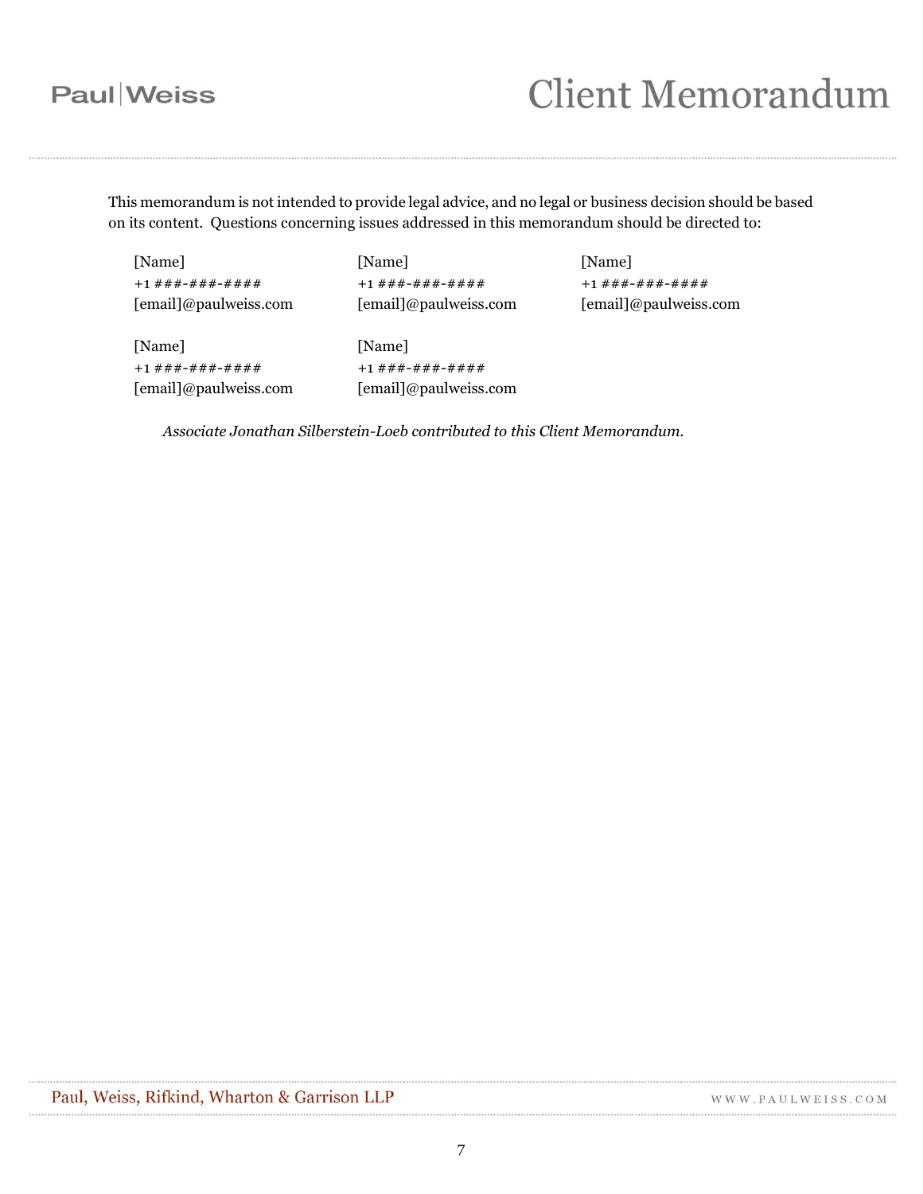This memorandum is not intended to provide legal advice, and no legal or business decision should be based on its content. Questions concerning issues addressed in this memorandum should be directed to:

[Name]
+1 ###-###-####
[email]@paulweiss.com

[Name]
+1 ###-###-####
[email]@paulweiss.com

[Name]
+1 ###-###-####
[email]@paulweiss.com

[Name]
+1 ###-###-####
[email]@paulweiss.com

[Name]
+1 ###-###-####
[email]@paulweiss.com

*Associate Jonathan Silberstein-Loeb contributed to this Client Memorandum.*